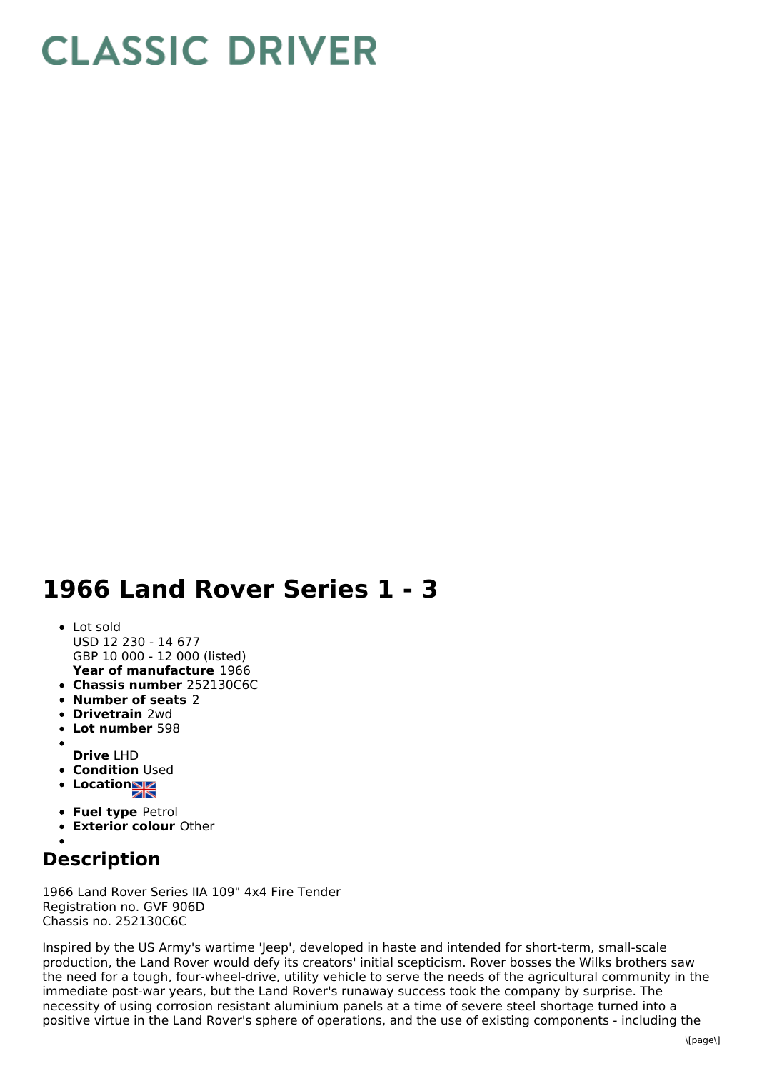# CLASSIC DRIVER

# 1966 Land Rover Series 1 - 3

- Lot sold
  USD 12 230 - 14 677
  GBP 10 000 - 12 000 (listed)
  **Year of manufacture** 1966
- **Chassis number** 252130C6C
- **Number of seats** 2
- **Drivetrain** 2wd
- **Lot number** 598
- 
  **Drive** LHD
- **Condition** Used
- **Location**
- **Fuel type** Petrol
- **Exterior colour** Other
- 

## Description

1966 Land Rover Series IIA 109" 4x4 Fire Tender
Registration no. GVF 906D
Chassis no. 252130C6C

Inspired by the US Army's wartime 'Jeep', developed in haste and intended for short-term, small-scale production, the Land Rover would defy its creators' initial scepticism. Rover bosses the Wilks brothers saw the need for a tough, four-wheel-drive, utility vehicle to serve the needs of the agricultural community in the immediate post-war years, but the Land Rover's runaway success took the company by surprise. The necessity of using corrosion resistant aluminium panels at a time of severe steel shortage turned into a positive virtue in the Land Rover's sphere of operations, and the use of existing components - including the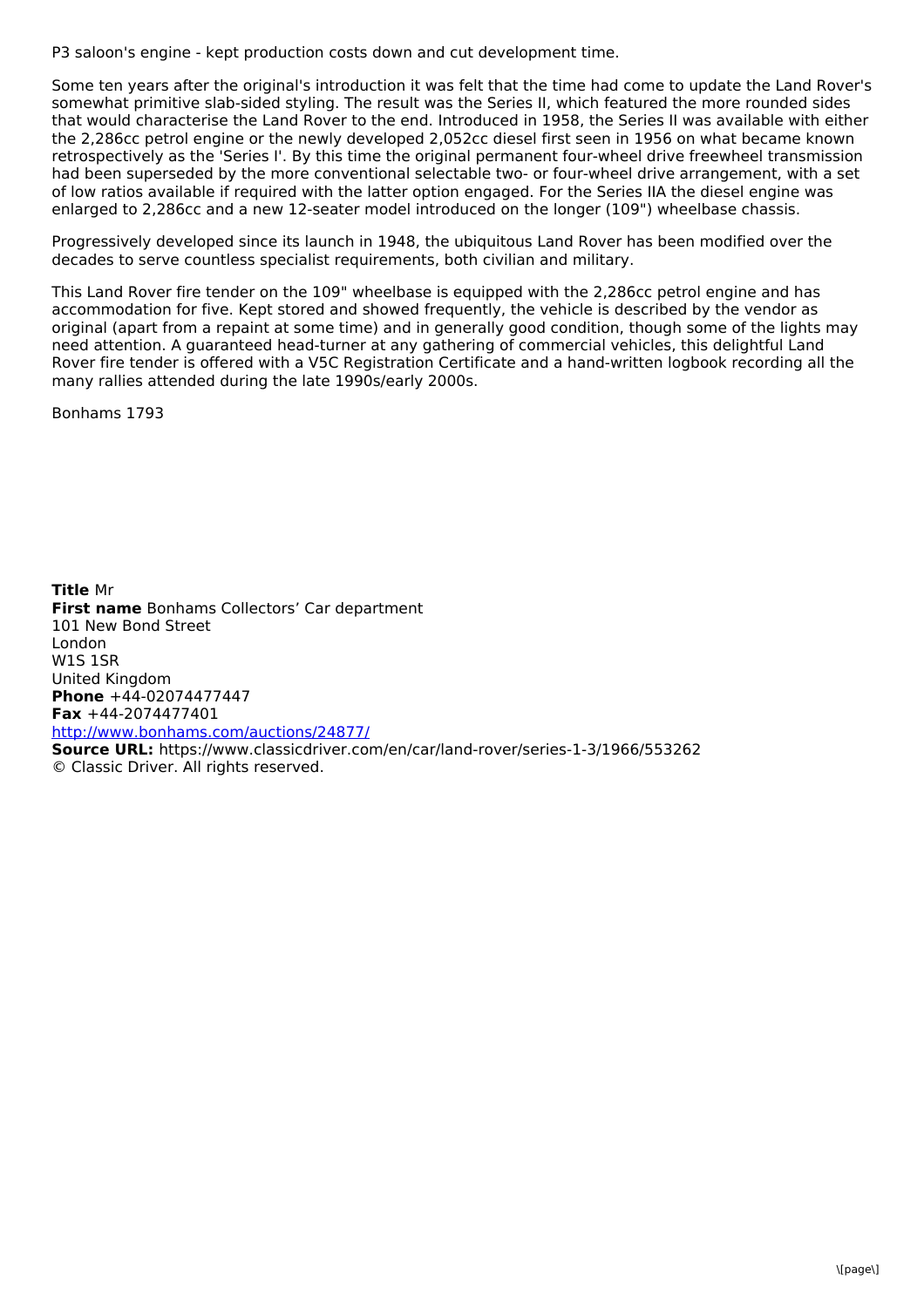P3 saloon's engine - kept production costs down and cut development time.

Some ten years after the original's introduction it was felt that the time had come to update the Land Rover's somewhat primitive slab-sided styling. The result was the Series II, which featured the more rounded sides that would characterise the Land Rover to the end. Introduced in 1958, the Series II was available with either the 2,286cc petrol engine or the newly developed 2,052cc diesel first seen in 1956 on what became known retrospectively as the 'Series I'. By this time the original permanent four-wheel drive freewheel transmission had been superseded by the more conventional selectable two- or four-wheel drive arrangement, with a set of low ratios available if required with the latter option engaged. For the Series IIA the diesel engine was enlarged to 2,286cc and a new 12-seater model introduced on the longer (109") wheelbase chassis.

Progressively developed since its launch in 1948, the ubiquitous Land Rover has been modified over the decades to serve countless specialist requirements, both civilian and military.

This Land Rover fire tender on the 109" wheelbase is equipped with the 2,286cc petrol engine and has accommodation for five. Kept stored and showed frequently, the vehicle is described by the vendor as original (apart from a repaint at some time) and in generally good condition, though some of the lights may need attention. A guaranteed head-turner at any gathering of commercial vehicles, this delightful Land Rover fire tender is offered with a V5C Registration Certificate and a hand-written logbook recording all the many rallies attended during the late 1990s/early 2000s.

Bonhams 1793

**Title** Mr
**First name** Bonhams Collectors' Car department
101 New Bond Street
London
W1S 1SR
United Kingdom
**Phone** +44-02074477447
**Fax** +44-2074477401
http://www.bonhams.com/auctions/24877/
**Source URL:** https://www.classicdriver.com/en/car/land-rover/series-1-3/1966/553262
© Classic Driver. All rights reserved.